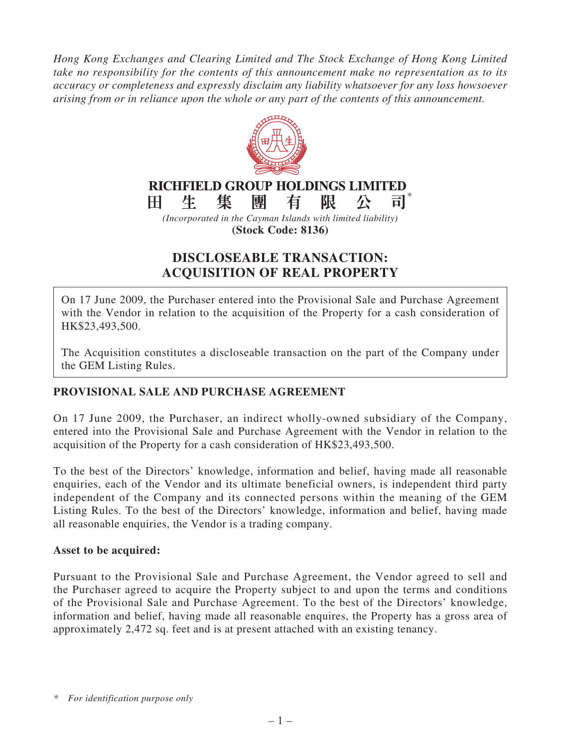*Hong Kong Exchanges and Clearing Limited and The Stock Exchange of Hong Kong Limited take no responsibility for the contents of this announcement make no representation as to its accuracy or completeness and expressly disclaim any liability whatsoever for any loss howsoever arising from or in reliance upon the whole or any part of the contents of this announcement.*

**RICHFIELD GROUP HOLDINGS LIMITED**

**田生集團有限公司***

*(Incorporated in the Cayman Islands with limited liability)*

**(Stock Code: 8136)**

# DISCLOSEABLE TRANSACTION: ACQUISITION OF REAL PROPERTY

On 17 June 2009, the Purchaser entered into the Provisional Sale and Purchase Agreement with the Vendor in relation to the acquisition of the Property for a cash consideration of HK$23,493,500.

The Acquisition constitutes a discloseable transaction on the part of the Company under the GEM Listing Rules.

## PROVISIONAL SALE AND PURCHASE AGREEMENT

On 17 June 2009, the Purchaser, an indirect wholly-owned subsidiary of the Company, entered into the Provisional Sale and Purchase Agreement with the Vendor in relation to the acquisition of the Property for a cash consideration of HK$23,493,500.

To the best of the Directors' knowledge, information and belief, having made all reasonable enquiries, each of the Vendor and its ultimate beneficial owners, is independent third party independent of the Company and its connected persons within the meaning of the GEM Listing Rules. To the best of the Directors' knowledge, information and belief, having made all reasonable enquiries, the Vendor is a trading company.

### Asset to be acquired:

Pursuant to the Provisional Sale and Purchase Agreement, the Vendor agreed to sell and the Purchaser agreed to acquire the Property subject to and upon the terms and conditions of the Provisional Sale and Purchase Agreement. To the best of the Directors' knowledge, information and belief, having made all reasonable enquires, the Property has a gross area of approximately 2,472 sq. feet and is at present attached with an existing tenancy.

\* *For identification purpose only*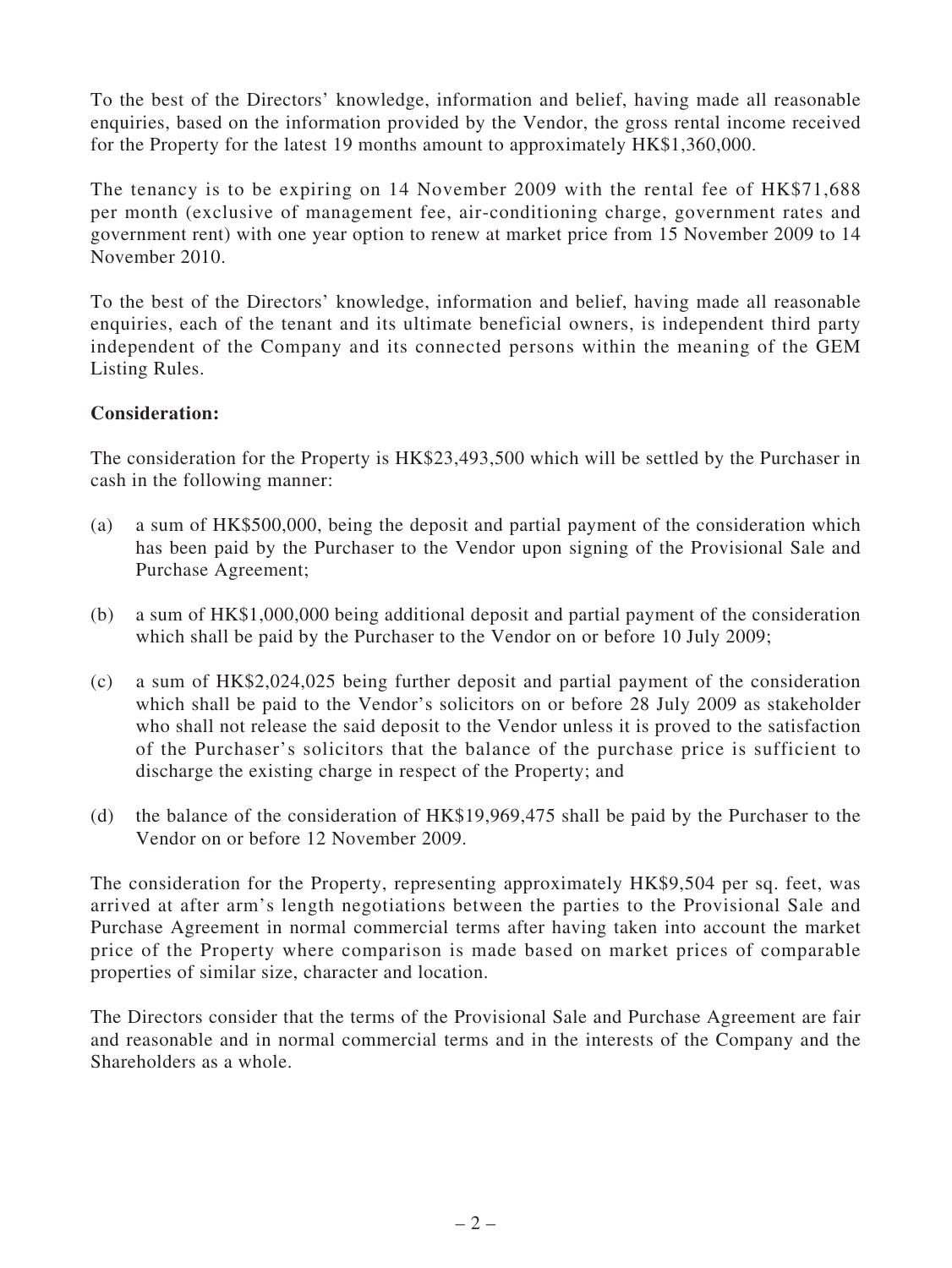To the best of the Directors' knowledge, information and belief, having made all reasonable enquiries, based on the information provided by the Vendor, the gross rental income received for the Property for the latest 19 months amount to approximately HK$1,360,000.

The tenancy is to be expiring on 14 November 2009 with the rental fee of HK$71,688 per month (exclusive of management fee, air-conditioning charge, government rates and government rent) with one year option to renew at market price from 15 November 2009 to 14 November 2010.

To the best of the Directors' knowledge, information and belief, having made all reasonable enquiries, each of the tenant and its ultimate beneficial owners, is independent third party independent of the Company and its connected persons within the meaning of the GEM Listing Rules.

**Consideration:**

The consideration for the Property is HK$23,493,500 which will be settled by the Purchaser in cash in the following manner:

(a) a sum of HK$500,000, being the deposit and partial payment of the consideration which has been paid by the Purchaser to the Vendor upon signing of the Provisional Sale and Purchase Agreement;

(b) a sum of HK$1,000,000 being additional deposit and partial payment of the consideration which shall be paid by the Purchaser to the Vendor on or before 10 July 2009;

(c) a sum of HK$2,024,025 being further deposit and partial payment of the consideration which shall be paid to the Vendor's solicitors on or before 28 July 2009 as stakeholder who shall not release the said deposit to the Vendor unless it is proved to the satisfaction of the Purchaser's solicitors that the balance of the purchase price is sufficient to discharge the existing charge in respect of the Property; and

(d) the balance of the consideration of HK$19,969,475 shall be paid by the Purchaser to the Vendor on or before 12 November 2009.

The consideration for the Property, representing approximately HK$9,504 per sq. feet, was arrived at after arm's length negotiations between the parties to the Provisional Sale and Purchase Agreement in normal commercial terms after having taken into account the market price of the Property where comparison is made based on market prices of comparable properties of similar size, character and location.

The Directors consider that the terms of the Provisional Sale and Purchase Agreement are fair and reasonable and in normal commercial terms and in the interests of the Company and the Shareholders as a whole.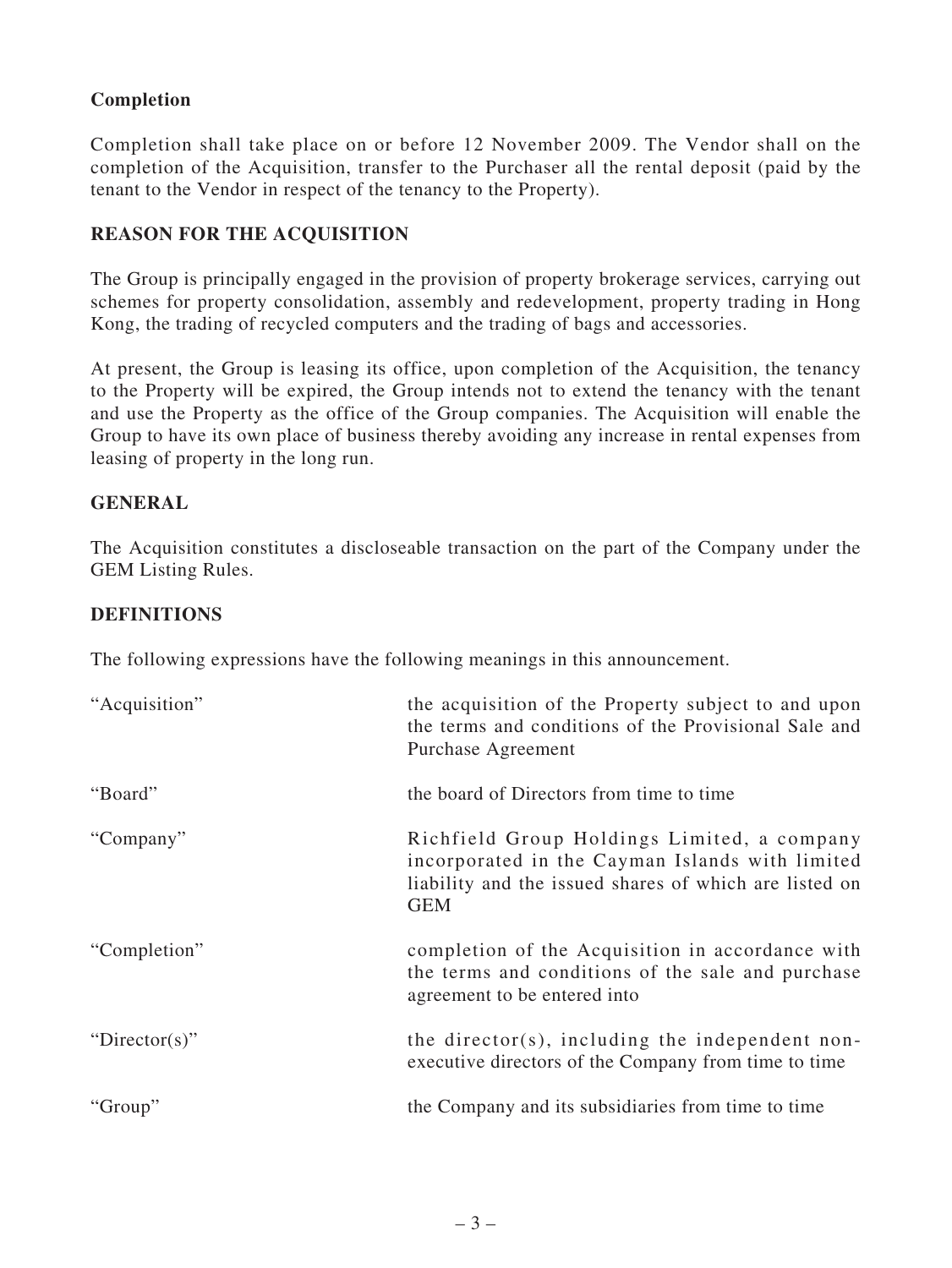## Completion

Completion shall take place on or before 12 November 2009. The Vendor shall on the completion of the Acquisition, transfer to the Purchaser all the rental deposit (paid by the tenant to the Vendor in respect of the tenancy to the Property).

## REASON FOR THE ACQUISITION

The Group is principally engaged in the provision of property brokerage services, carrying out schemes for property consolidation, assembly and redevelopment, property trading in Hong Kong, the trading of recycled computers and the trading of bags and accessories.

At present, the Group is leasing its office, upon completion of the Acquisition, the tenancy to the Property will be expired, the Group intends not to extend the tenancy with the tenant and use the Property as the office of the Group companies. The Acquisition will enable the Group to have its own place of business thereby avoiding any increase in rental expenses from leasing of property in the long run.

## GENERAL

The Acquisition constitutes a discloseable transaction on the part of the Company under the GEM Listing Rules.

## DEFINITIONS

The following expressions have the following meanings in this announcement.

| | |
|---|---|
| "Acquisition" | the acquisition of the Property subject to and upon the terms and conditions of the Provisional Sale and Purchase Agreement |
| "Board" | the board of Directors from time to time |
| "Company" | Richfield Group Holdings Limited, a company incorporated in the Cayman Islands with limited liability and the issued shares of which are listed on GEM |
| "Completion" | completion of the Acquisition in accordance with the terms and conditions of the sale and purchase agreement to be entered into |
| "Director(s)" | the director(s), including the independent non-executive directors of the Company from time to time |
| "Group" | the Company and its subsidiaries from time to time |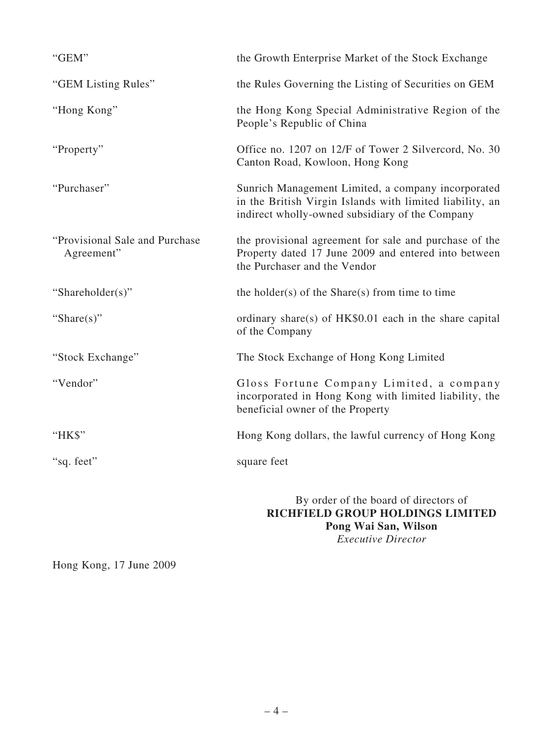| | |
|---|---|
| "GEM" | the Growth Enterprise Market of the Stock Exchange |
| "GEM Listing Rules" | the Rules Governing the Listing of Securities on GEM |
| "Hong Kong" | the Hong Kong Special Administrative Region of the People's Republic of China |
| "Property" | Office no. 1207 on 12/F of Tower 2 Silvercord, No. 30 Canton Road, Kowloon, Hong Kong |
| "Purchaser" | Sunrich Management Limited, a company incorporated in the British Virgin Islands with limited liability, an indirect wholly-owned subsidiary of the Company |
| "Provisional Sale and Purchase Agreement" | the provisional agreement for sale and purchase of the Property dated 17 June 2009 and entered into between the Purchaser and the Vendor |
| "Shareholder(s)" | the holder(s) of the Share(s) from time to time |
| "Share(s)" | ordinary share(s) of HK$0.01 each in the share capital of the Company |
| "Stock Exchange" | The Stock Exchange of Hong Kong Limited |
| "Vendor" | Gloss Fortune Company Limited, a company incorporated in Hong Kong with limited liability, the beneficial owner of the Property |
| "HK$" | Hong Kong dollars, the lawful currency of Hong Kong |
| "sq. feet" | square feet |

By order of the board of directors of
**RICHFIELD GROUP HOLDINGS LIMITED**
**Pong Wai San, Wilson**
*Executive Director*

Hong Kong, 17 June 2009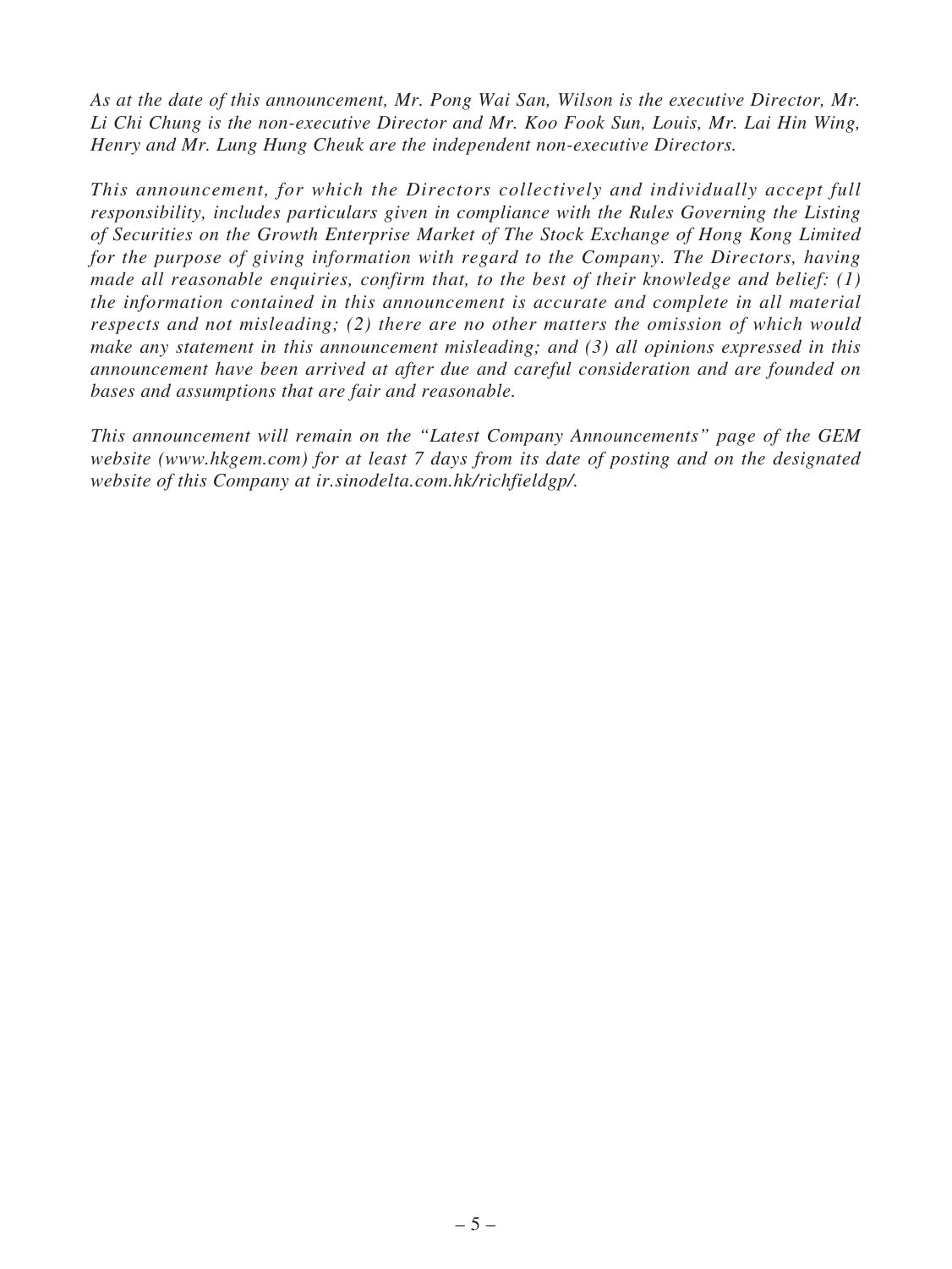*As at the date of this announcement, Mr. Pong Wai San, Wilson is the executive Director, Mr. Li Chi Chung is the non-executive Director and Mr. Koo Fook Sun, Louis, Mr. Lai Hin Wing, Henry and Mr. Lung Hung Cheuk are the independent non-executive Directors.*

*This announcement, for which the Directors collectively and individually accept full responsibility, includes particulars given in compliance with the Rules Governing the Listing of Securities on the Growth Enterprise Market of The Stock Exchange of Hong Kong Limited for the purpose of giving information with regard to the Company. The Directors, having made all reasonable enquiries, confirm that, to the best of their knowledge and belief: (1) the information contained in this announcement is accurate and complete in all material respects and not misleading; (2) there are no other matters the omission of which would make any statement in this announcement misleading; and (3) all opinions expressed in this announcement have been arrived at after due and careful consideration and are founded on bases and assumptions that are fair and reasonable.*

*This announcement will remain on the "Latest Company Announcements" page of the GEM website (www.hkgem.com) for at least 7 days from its date of posting and on the designated website of this Company at ir.sinodelta.com.hk/richfieldgp/.*